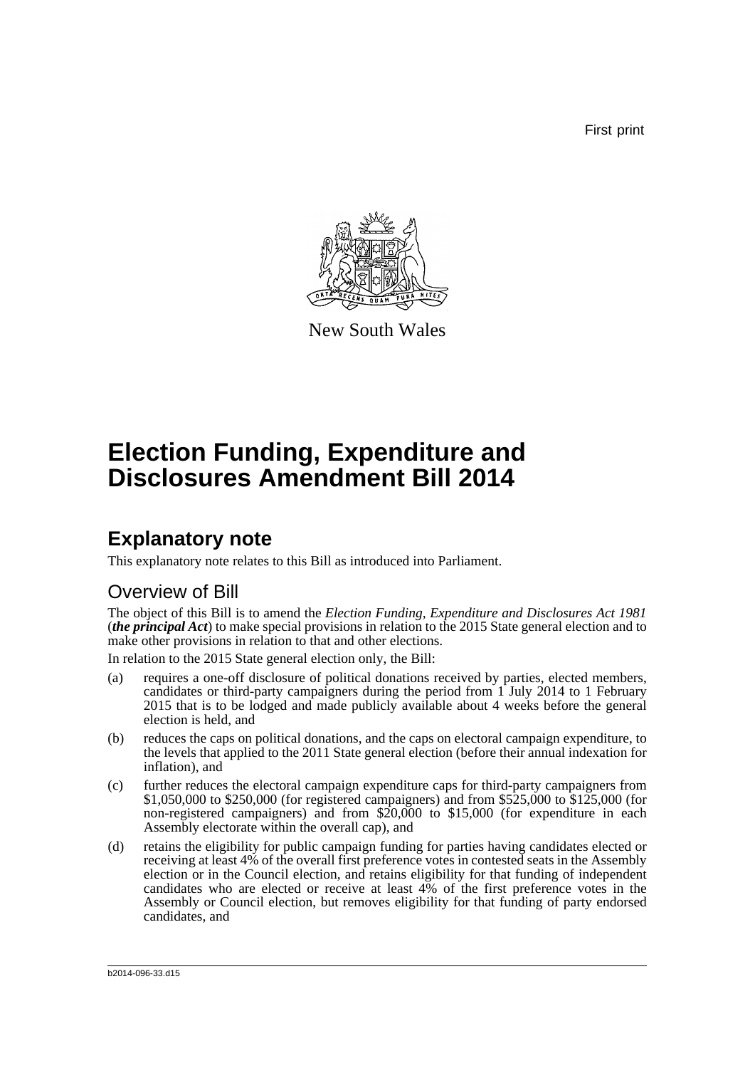First print

New South Wales

# Election Funding, Expenditure and Disclosures Amendment Bill 2014

## Explanatory note

This explanatory note relates to this Bill as introduced into Parliament.

### Overview of Bill

The object of this Bill is to amend the *Election Funding, Expenditure and Disclosures Act 1981* (***the principal Act***) to make special provisions in relation to the 2015 State general election and to make other provisions in relation to that and other elections.

In relation to the 2015 State general election only, the Bill:

(a) requires a one-off disclosure of political donations received by parties, elected members, candidates or third-party campaigners during the period from 1 July 2014 to 1 February 2015 that is to be lodged and made publicly available about 4 weeks before the general election is held, and

(b) reduces the caps on political donations, and the caps on electoral campaign expenditure, to the levels that applied to the 2011 State general election (before their annual indexation for inflation), and

(c) further reduces the electoral campaign expenditure caps for third-party campaigners from $1,050,000 to $250,000 (for registered campaigners) and from $525,000 to $125,000 (for non-registered campaigners) and from $20,000 to $15,000 (for expenditure in each Assembly electorate within the overall cap), and

(d) retains the eligibility for public campaign funding for parties having candidates elected or receiving at least 4% of the overall first preference votes in contested seats in the Assembly election or in the Council election, and retains eligibility for that funding of independent candidates who are elected or receive at least 4% of the first preference votes in the Assembly or Council election, but removes eligibility for that funding of party endorsed candidates, and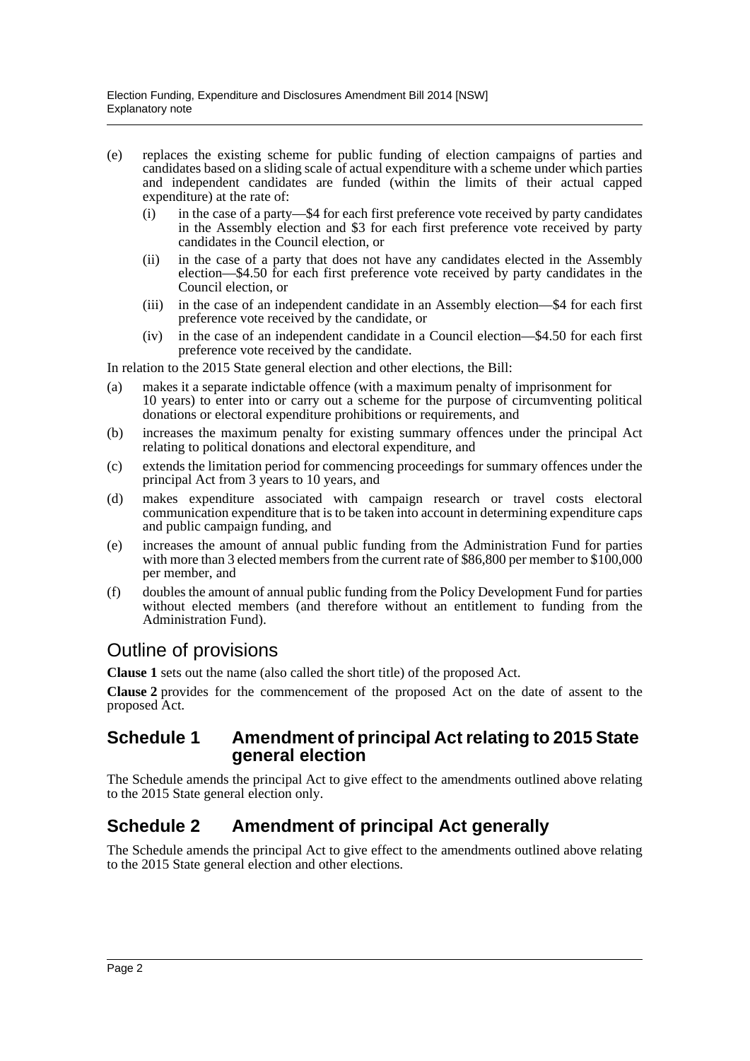(e) replaces the existing scheme for public funding of election campaigns of parties and candidates based on a sliding scale of actual expenditure with a scheme under which parties and independent candidates are funded (within the limits of their actual capped expenditure) at the rate of:

  (i) in the case of a party—$4 for each first preference vote received by party candidates in the Assembly election and $3 for each first preference vote received by party candidates in the Council election, or

  (ii) in the case of a party that does not have any candidates elected in the Assembly election—$4.50 for each first preference vote received by party candidates in the Council election, or

  (iii) in the case of an independent candidate in an Assembly election—$4 for each first preference vote received by the candidate, or

  (iv) in the case of an independent candidate in a Council election—$4.50 for each first preference vote received by the candidate.

In relation to the 2015 State general election and other elections, the Bill:

(a) makes it a separate indictable offence (with a maximum penalty of imprisonment for 10 years) to enter into or carry out a scheme for the purpose of circumventing political donations or electoral expenditure prohibitions or requirements, and

(b) increases the maximum penalty for existing summary offences under the principal Act relating to political donations and electoral expenditure, and

(c) extends the limitation period for commencing proceedings for summary offences under the principal Act from 3 years to 10 years, and

(d) makes expenditure associated with campaign research or travel costs electoral communication expenditure that is to be taken into account in determining expenditure caps and public campaign funding, and

(e) increases the amount of annual public funding from the Administration Fund for parties with more than 3 elected members from the current rate of $86,800 per member to $100,000 per member, and

(f) doubles the amount of annual public funding from the Policy Development Fund for parties without elected members (and therefore without an entitlement to funding from the Administration Fund).

## Outline of provisions

**Clause 1** sets out the name (also called the short title) of the proposed Act.

**Clause 2** provides for the commencement of the proposed Act on the date of assent to the proposed Act.

### Schedule 1 Amendment of principal Act relating to 2015 State general election

The Schedule amends the principal Act to give effect to the amendments outlined above relating to the 2015 State general election only.

### Schedule 2 Amendment of principal Act generally

The Schedule amends the principal Act to give effect to the amendments outlined above relating to the 2015 State general election and other elections.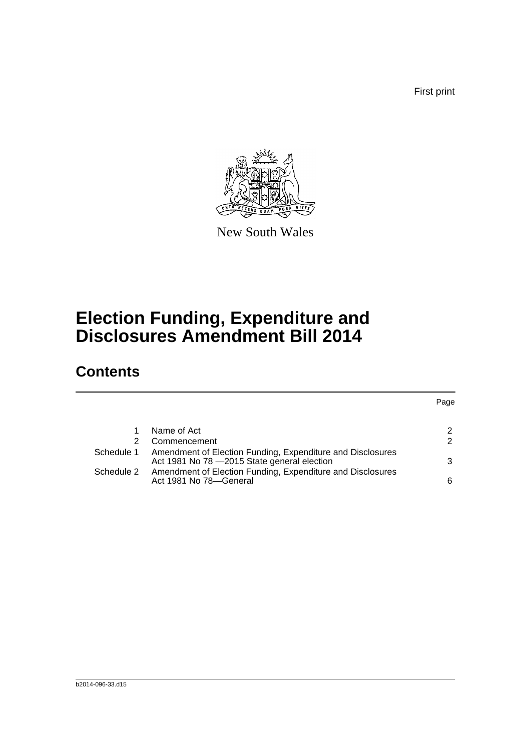First print

New South Wales

# Election Funding, Expenditure and Disclosures Amendment Bill 2014

## Contents

| | | Page |
|---|---|---|
| 1 | Name of Act | 2 |
| 2 | Commencement | 2 |
| Schedule 1 | Amendment of Election Funding, Expenditure and Disclosures Act 1981 No 78 —2015 State general election | 3 |
| Schedule 2 | Amendment of Election Funding, Expenditure and Disclosures Act 1981 No 78—General | 6 |

b2014-096-33.d15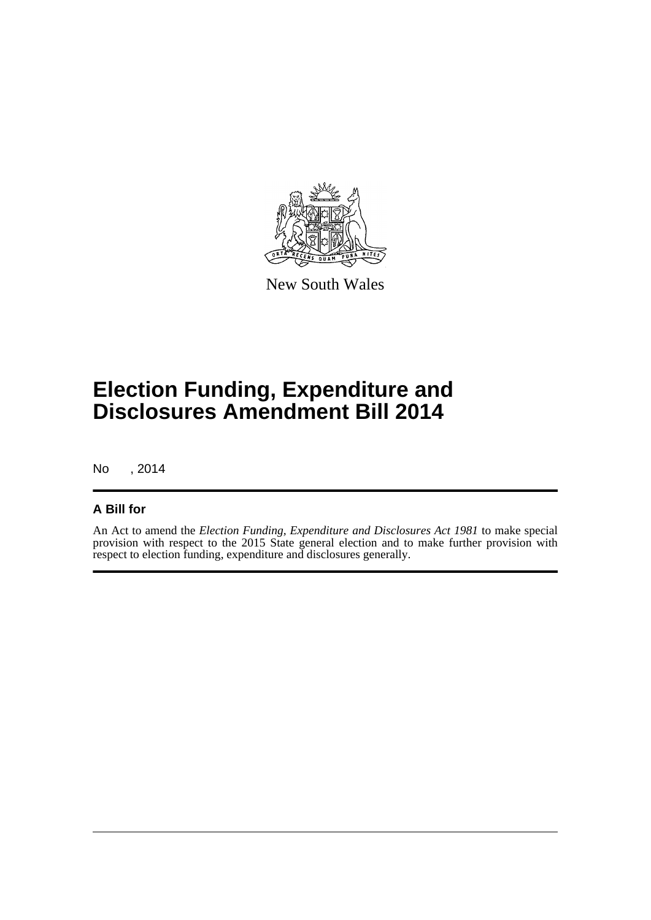New South Wales

# Election Funding, Expenditure and Disclosures Amendment Bill 2014

No , 2014

## A Bill for

An Act to amend the *Election Funding, Expenditure and Disclosures Act 1981* to make special provision with respect to the 2015 State general election and to make further provision with respect to election funding, expenditure and disclosures generally.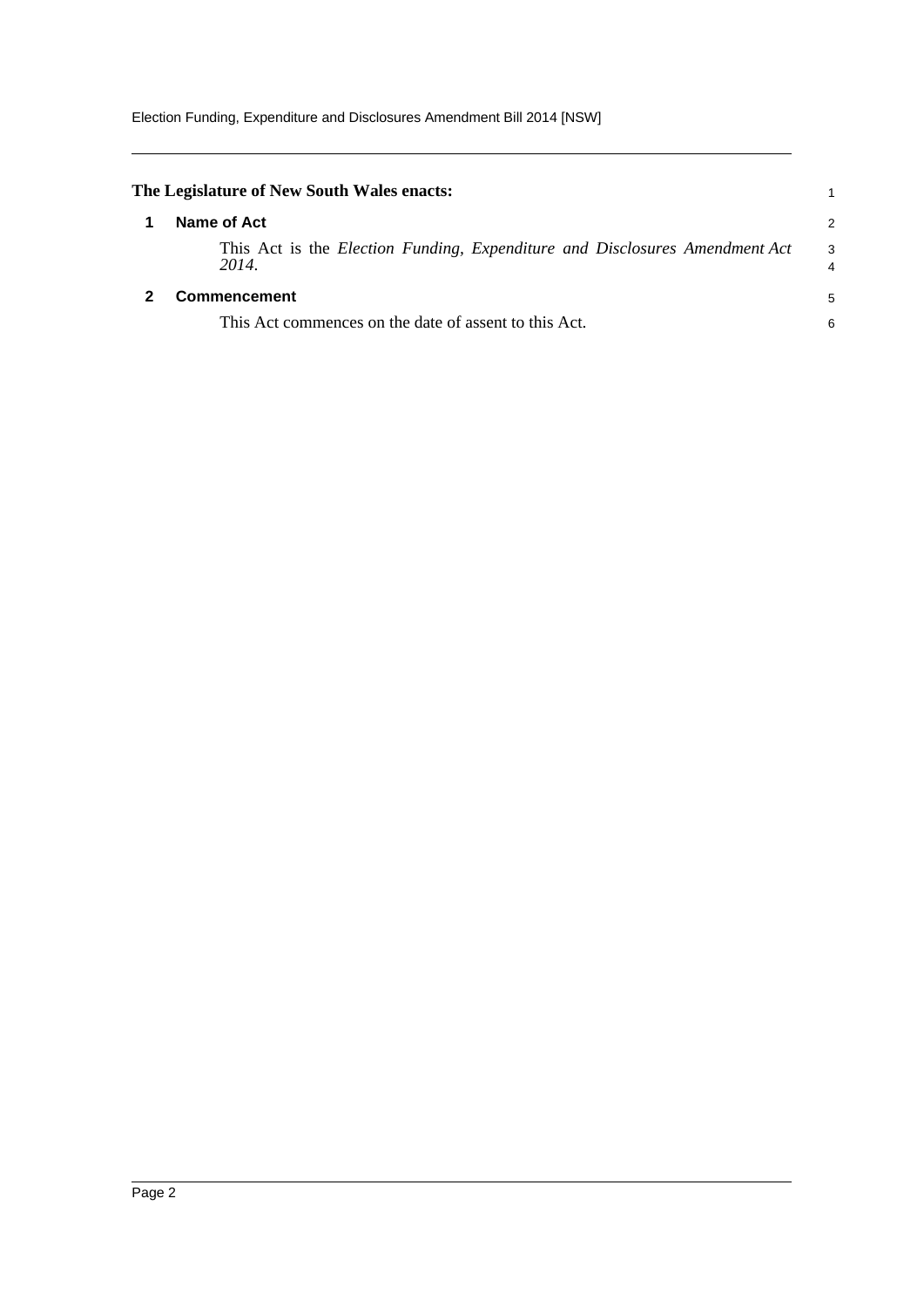**The Legislature of New South Wales enacts:**

## 1 Name of Act

This Act is the *Election Funding, Expenditure and Disclosures Amendment Act 2014*.

## 2 Commencement

This Act commences on the date of assent to this Act.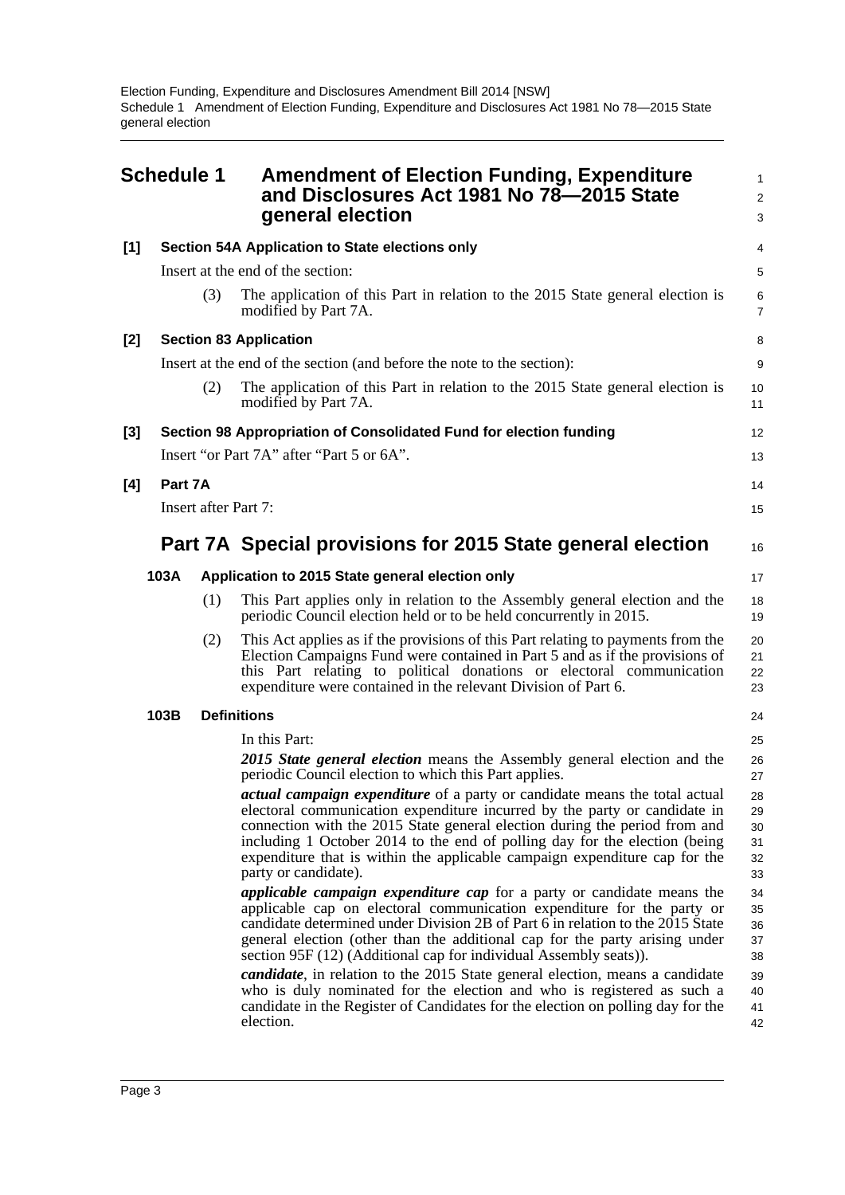## Schedule 1 Amendment of Election Funding, Expenditure and Disclosures Act 1981 No 78—2015 State general election

**[1] Section 54A Application to State elections only**

Insert at the end of the section:

(3) The application of this Part in relation to the 2015 State general election is modified by Part 7A.

**[2] Section 83 Application**

Insert at the end of the section (and before the note to the section):

(2) The application of this Part in relation to the 2015 State general election is modified by Part 7A.

**[3] Section 98 Appropriation of Consolidated Fund for election funding**

Insert "or Part 7A" after "Part 5 or 6A".

**[4] Part 7A**

Insert after Part 7:

## Part 7A Special provisions for 2015 State general election

**103A Application to 2015 State general election only**

(1) This Part applies only in relation to the Assembly general election and the periodic Council election held or to be held concurrently in 2015.

(2) This Act applies as if the provisions of this Part relating to payments from the Election Campaigns Fund were contained in Part 5 and as if the provisions of this Part relating to political donations or electoral communication expenditure were contained in the relevant Division of Part 6.

**103B Definitions**

In this Part:

***2015 State general election*** means the Assembly general election and the periodic Council election to which this Part applies.

***actual campaign expenditure*** of a party or candidate means the total actual electoral communication expenditure incurred by the party or candidate in connection with the 2015 State general election during the period from and including 1 October 2014 to the end of polling day for the election (being expenditure that is within the applicable campaign expenditure cap for the party or candidate).

***applicable campaign expenditure cap*** for a party or candidate means the applicable cap on electoral communication expenditure for the party or candidate determined under Division 2B of Part 6 in relation to the 2015 State general election (other than the additional cap for the party arising under section 95F (12) (Additional cap for individual Assembly seats)).

***candidate***, in relation to the 2015 State general election, means a candidate who is duly nominated for the election and who is registered as such a candidate in the Register of Candidates for the election on polling day for the election.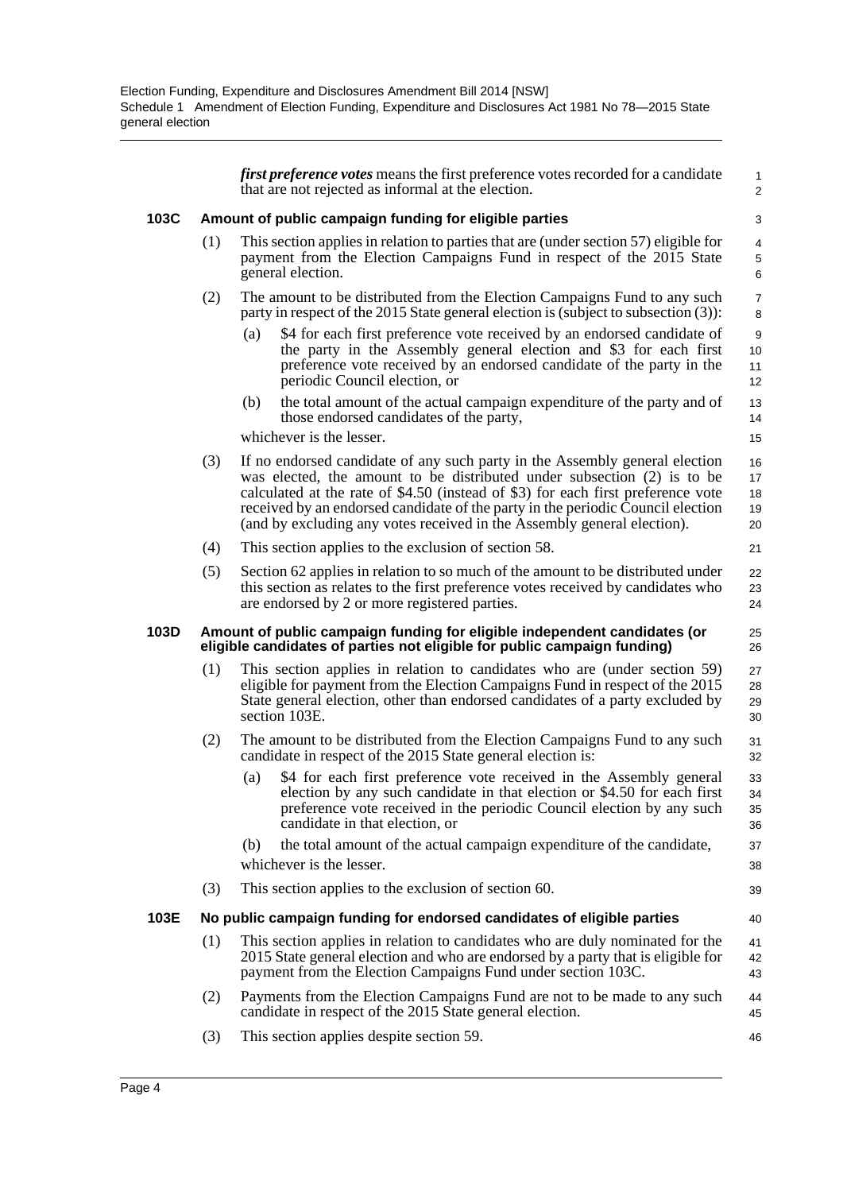***first preference votes*** means the first preference votes recorded for a candidate that are not rejected as informal at the election.

### 103C Amount of public campaign funding for eligible parties

(1) This section applies in relation to parties that are (under section 57) eligible for payment from the Election Campaigns Fund in respect of the 2015 State general election.

(2) The amount to be distributed from the Election Campaigns Fund to any such party in respect of the 2015 State general election is (subject to subsection (3)):

- (a) $4 for each first preference vote received by an endorsed candidate of the party in the Assembly general election and $3 for each first preference vote received by an endorsed candidate of the party in the periodic Council election, or
- (b) the total amount of the actual campaign expenditure of the party and of those endorsed candidates of the party,

whichever is the lesser.

(3) If no endorsed candidate of any such party in the Assembly general election was elected, the amount to be distributed under subsection (2) is to be calculated at the rate of $4.50 (instead of $3) for each first preference vote received by an endorsed candidate of the party in the periodic Council election (and by excluding any votes received in the Assembly general election).

(4) This section applies to the exclusion of section 58.

(5) Section 62 applies in relation to so much of the amount to be distributed under this section as relates to the first preference votes received by candidates who are endorsed by 2 or more registered parties.

### 103D Amount of public campaign funding for eligible independent candidates (or eligible candidates of parties not eligible for public campaign funding)

(1) This section applies in relation to candidates who are (under section 59) eligible for payment from the Election Campaigns Fund in respect of the 2015 State general election, other than endorsed candidates of a party excluded by section 103E.

(2) The amount to be distributed from the Election Campaigns Fund to any such candidate in respect of the 2015 State general election is:

- (a) $4 for each first preference vote received in the Assembly general election by any such candidate in that election or $4.50 for each first preference vote received in the periodic Council election by any such candidate in that election, or
- (b) the total amount of the actual campaign expenditure of the candidate,

whichever is the lesser.

(3) This section applies to the exclusion of section 60.

### 103E No public campaign funding for endorsed candidates of eligible parties

(1) This section applies in relation to candidates who are duly nominated for the 2015 State general election and who are endorsed by a party that is eligible for payment from the Election Campaigns Fund under section 103C.

(2) Payments from the Election Campaigns Fund are not to be made to any such candidate in respect of the 2015 State general election.

(3) This section applies despite section 59.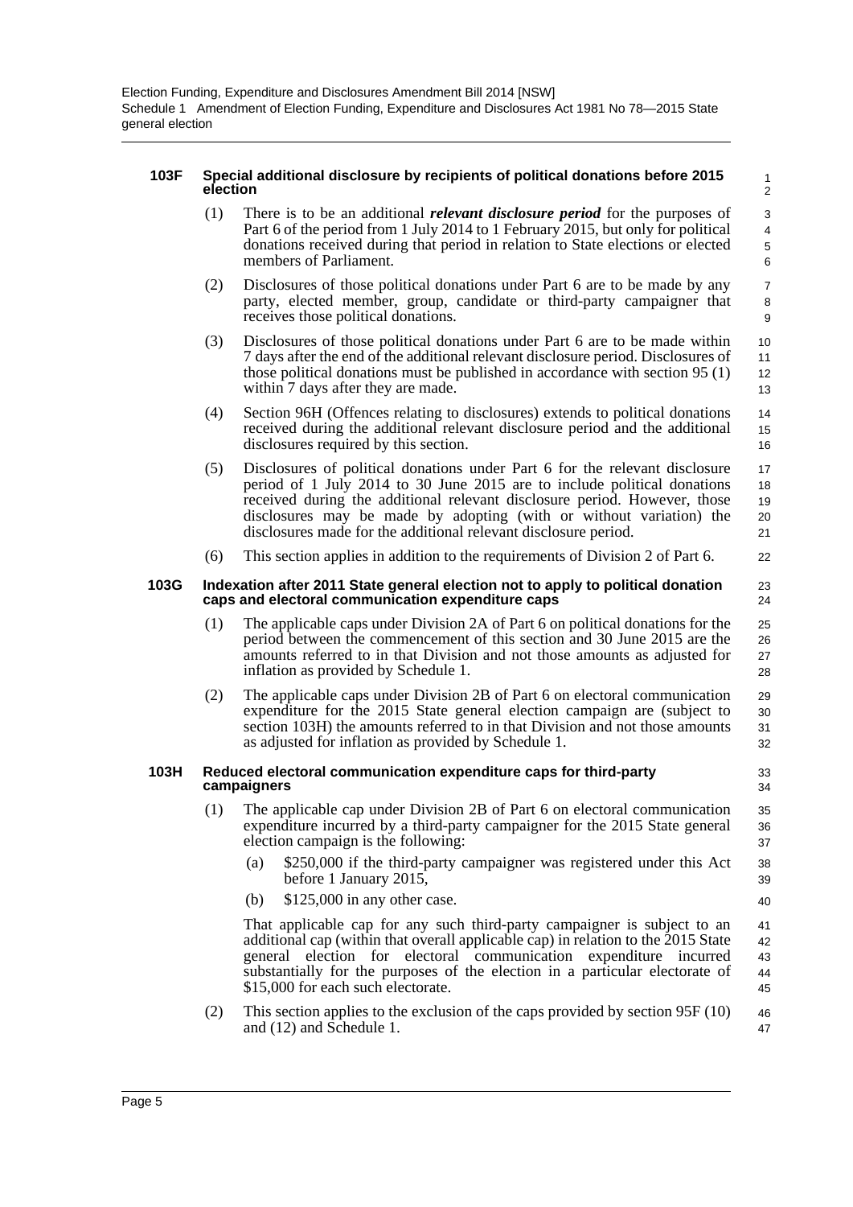#### 103F Special additional disclosure by recipients of political donations before 2015 election

(1) There is to be an additional ***relevant disclosure period*** for the purposes of Part 6 of the period from 1 July 2014 to 1 February 2015, but only for political donations received during that period in relation to State elections or elected members of Parliament.

(2) Disclosures of those political donations under Part 6 are to be made by any party, elected member, group, candidate or third-party campaigner that receives those political donations.

(3) Disclosures of those political donations under Part 6 are to be made within 7 days after the end of the additional relevant disclosure period. Disclosures of those political donations must be published in accordance with section 95 (1) within 7 days after they are made.

(4) Section 96H (Offences relating to disclosures) extends to political donations received during the additional relevant disclosure period and the additional disclosures required by this section.

(5) Disclosures of political donations under Part 6 for the relevant disclosure period of 1 July 2014 to 30 June 2015 are to include political donations received during the additional relevant disclosure period. However, those disclosures may be made by adopting (with or without variation) the disclosures made for the additional relevant disclosure period.

(6) This section applies in addition to the requirements of Division 2 of Part 6.

#### 103G Indexation after 2011 State general election not to apply to political donation caps and electoral communication expenditure caps

(1) The applicable caps under Division 2A of Part 6 on political donations for the period between the commencement of this section and 30 June 2015 are the amounts referred to in that Division and not those amounts as adjusted for inflation as provided by Schedule 1.

(2) The applicable caps under Division 2B of Part 6 on electoral communication expenditure for the 2015 State general election campaign are (subject to section 103H) the amounts referred to in that Division and not those amounts as adjusted for inflation as provided by Schedule 1.

#### 103H Reduced electoral communication expenditure caps for third-party campaigners

(1) The applicable cap under Division 2B of Part 6 on electoral communication expenditure incurred by a third-party campaigner for the 2015 State general election campaign is the following:

(a) \$250,000 if the third-party campaigner was registered under this Act before 1 January 2015,

(b) \$125,000 in any other case.

That applicable cap for any such third-party campaigner is subject to an additional cap (within that overall applicable cap) in relation to the 2015 State general election for electoral communication expenditure incurred substantially for the purposes of the election in a particular electorate of \$15,000 for each such electorate.

(2) This section applies to the exclusion of the caps provided by section 95F (10) and (12) and Schedule 1.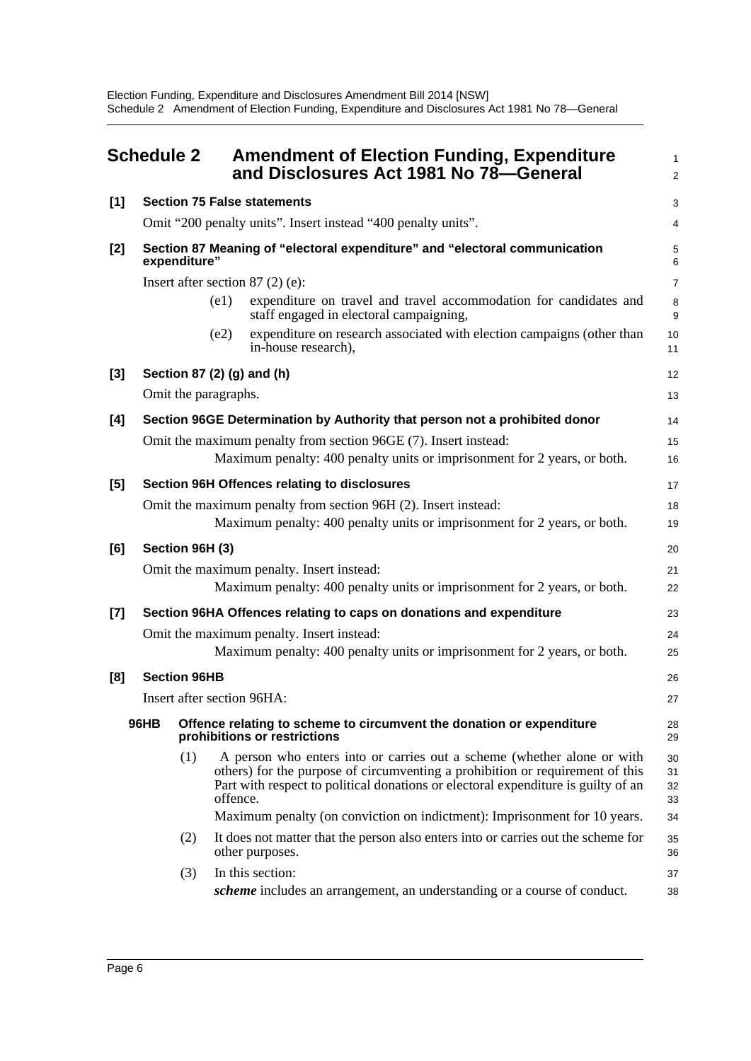## Schedule 2 Amendment of Election Funding, Expenditure and Disclosures Act 1981 No 78—General

**[1] Section 75 False statements**

Omit "200 penalty units". Insert instead "400 penalty units".

**[2] Section 87 Meaning of "electoral expenditure" and "electoral communication expenditure"**

Insert after section 87 (2) (e):

(e1) expenditure on travel and travel accommodation for candidates and staff engaged in electoral campaigning,

(e2) expenditure on research associated with election campaigns (other than in-house research),

**[3] Section 87 (2) (g) and (h)**

Omit the paragraphs.

**[4] Section 96GE Determination by Authority that person not a prohibited donor**

Omit the maximum penalty from section 96GE (7). Insert instead:

Maximum penalty: 400 penalty units or imprisonment for 2 years, or both.

**[5] Section 96H Offences relating to disclosures**

Omit the maximum penalty from section 96H (2). Insert instead:

Maximum penalty: 400 penalty units or imprisonment for 2 years, or both.

**[6] Section 96H (3)**

Omit the maximum penalty. Insert instead:

Maximum penalty: 400 penalty units or imprisonment for 2 years, or both.

**[7] Section 96HA Offences relating to caps on donations and expenditure**

Omit the maximum penalty. Insert instead:

Maximum penalty: 400 penalty units or imprisonment for 2 years, or both.

**[8] Section 96HB**

Insert after section 96HA:

**96HB Offence relating to scheme to circumvent the donation or expenditure prohibitions or restrictions**

(1) A person who enters into or carries out a scheme (whether alone or with others) for the purpose of circumventing a prohibition or requirement of this Part with respect to political donations or electoral expenditure is guilty of an offence.

Maximum penalty (on conviction on indictment): Imprisonment for 10 years.

(2) It does not matter that the person also enters into or carries out the scheme for other purposes.

(3) In this section:

***scheme*** includes an arrangement, an understanding or a course of conduct.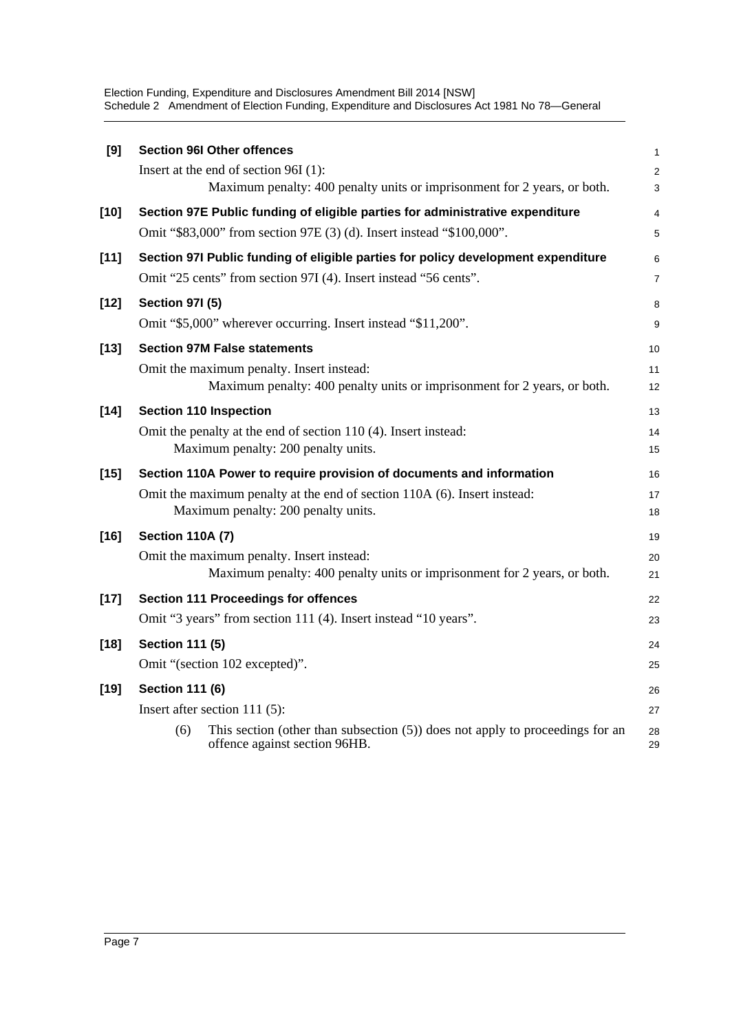**[9] Section 96I Other offences**

Insert at the end of section 96I (1):

Maximum penalty: 400 penalty units or imprisonment for 2 years, or both.

**[10] Section 97E Public funding of eligible parties for administrative expenditure**

Omit "$83,000" from section 97E (3) (d). Insert instead "$100,000".

**[11] Section 97I Public funding of eligible parties for policy development expenditure**

Omit "25 cents" from section 97I (4). Insert instead "56 cents".

**[12] Section 97I (5)**

Omit "$5,000" wherever occurring. Insert instead "$11,200".

**[13] Section 97M False statements**

Omit the maximum penalty. Insert instead:

Maximum penalty: 400 penalty units or imprisonment for 2 years, or both.

**[14] Section 110 Inspection**

Omit the penalty at the end of section 110 (4). Insert instead:

Maximum penalty: 200 penalty units.

**[15] Section 110A Power to require provision of documents and information**

Omit the maximum penalty at the end of section 110A (6). Insert instead:

Maximum penalty: 200 penalty units.

**[16] Section 110A (7)**

Omit the maximum penalty. Insert instead:

Maximum penalty: 400 penalty units or imprisonment for 2 years, or both.

**[17] Section 111 Proceedings for offences**

Omit "3 years" from section 111 (4). Insert instead "10 years".

**[18] Section 111 (5)**

Omit "(section 102 excepted)".

**[19] Section 111 (6)**

Insert after section 111 (5):

(6) This section (other than subsection (5)) does not apply to proceedings for an offence against section 96HB.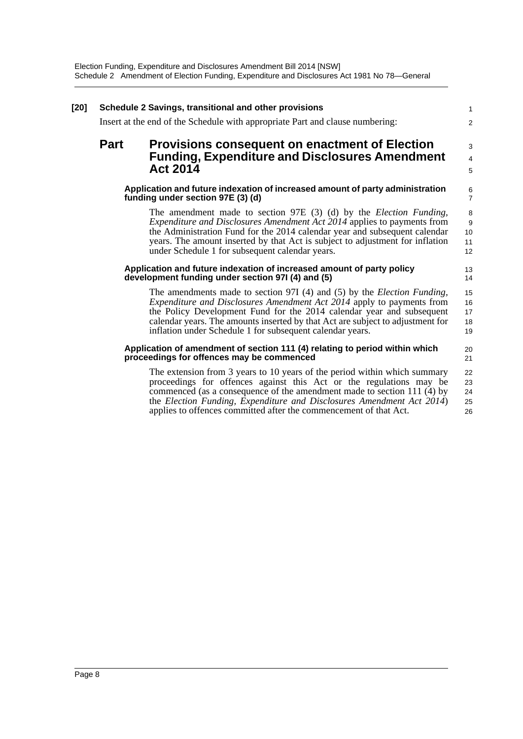**[20] Schedule 2 Savings, transitional and other provisions**

Insert at the end of the Schedule with appropriate Part and clause numbering:

## Part Provisions consequent on enactment of Election Funding, Expenditure and Disclosures Amendment Act 2014

### Application and future indexation of increased amount of party administration funding under section 97E (3) (d)

The amendment made to section 97E (3) (d) by the *Election Funding, Expenditure and Disclosures Amendment Act 2014* applies to payments from the Administration Fund for the 2014 calendar year and subsequent calendar years. The amount inserted by that Act is subject to adjustment for inflation under Schedule 1 for subsequent calendar years.

### Application and future indexation of increased amount of party policy development funding under section 97I (4) and (5)

The amendments made to section 97I (4) and (5) by the *Election Funding, Expenditure and Disclosures Amendment Act 2014* apply to payments from the Policy Development Fund for the 2014 calendar year and subsequent calendar years. The amounts inserted by that Act are subject to adjustment for inflation under Schedule 1 for subsequent calendar years.

### Application of amendment of section 111 (4) relating to period within which proceedings for offences may be commenced

The extension from 3 years to 10 years of the period within which summary proceedings for offences against this Act or the regulations may be commenced (as a consequence of the amendment made to section 111 (4) by the *Election Funding, Expenditure and Disclosures Amendment Act 2014*) applies to offences committed after the commencement of that Act.